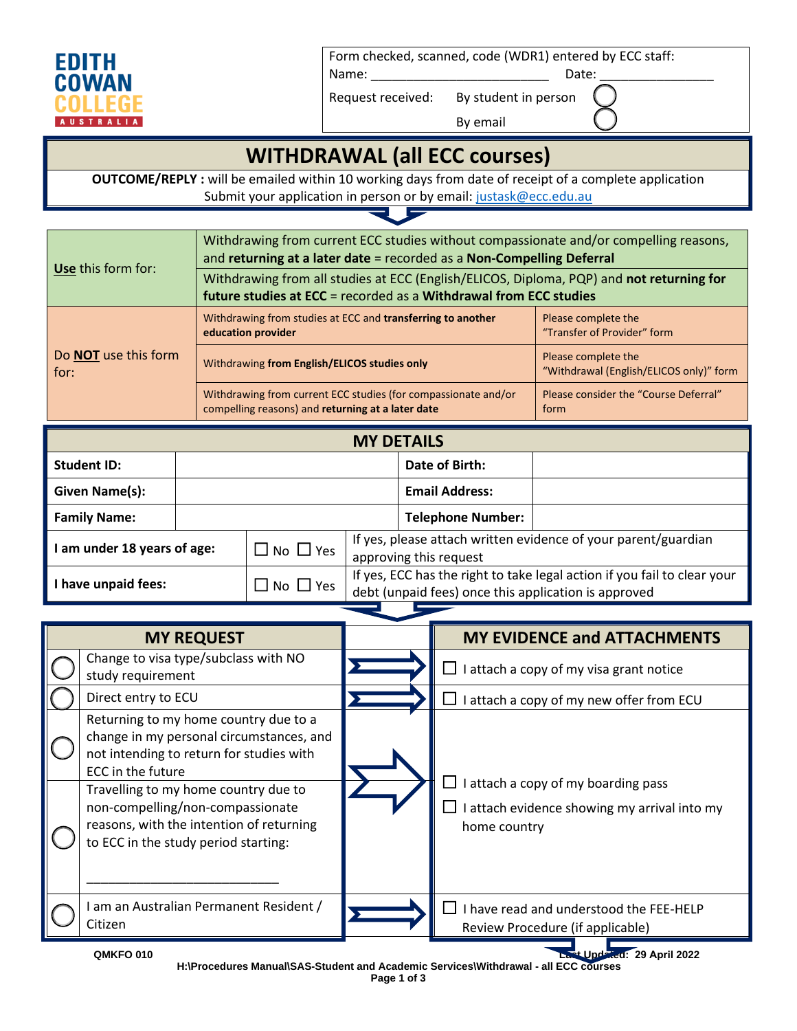EDITH COWAN COLLEGE AUSTRALIA

Form checked, scanned, code (WDR1) entered by ECC staff:
Name: ________________________ Date: _______________

Request received: By student in person ◯
By email ◯

# WITHDRAWAL (all ECC courses)

**OUTCOME/REPLY :** will be emailed within 10 working days from date of receipt of a complete application
Submit your application in person or by email: justask@ecc.edu.au

| | | |
|---|---|---|
| **Use** this form for: | Withdrawing from current ECC studies without compassionate and/or compelling reasons, and **returning at a later date** = recorded as a **Non-Compelling Deferral** | |
| | Withdrawing from all studies at ECC (English/ELICOS, Diploma, PQP) and **not returning for future studies at ECC** = recorded as a **Withdrawal from ECC studies** | |
| Do **NOT** use this form for: | Withdrawing from studies at ECC and **transferring to another education provider** | Please complete the "Transfer of Provider" form |
| | Withdrawing **from English/ELICOS studies only** | Please complete the "Withdrawal (English/ELICOS only)" form |
| | Withdrawing from current ECC studies (for compassionate and/or compelling reasons) and **returning at a later date** | Please consider the "Course Deferral" form |

## MY DETAILS

| | | | |
|---|---|---|---|
| **Student ID:** | | **Date of Birth:** | |
| **Given Name(s):** | | **Email Address:** | |
| **Family Name:** | | **Telephone Number:** | |
| **I am under 18 years of age:** | ☐ No ☐ Yes | If yes, please attach written evidence of your parent/guardian approving this request | |
| **I have unpaid fees:** | ☐ No ☐ Yes | If yes, ECC has the right to take legal action if you fail to clear your debt (unpaid fees) once this application is approved | |

| MY REQUEST | | MY EVIDENCE and ATTACHMENTS |
|---|---|---|
| ◯ | Change to visa type/subclass with NO study requirement | ☐ I attach a copy of my visa grant notice |
| ◯ | Direct entry to ECU | ☐ I attach a copy of my new offer from ECU |
| ◯ | Returning to my home country due to a change in my personal circumstances, and not intending to return for studies with ECC in the future | ☐ I attach a copy of my boarding pass<br>☐ I attach evidence showing my arrival into my home country |
| ◯ | Travelling to my home country due to non-compelling/non-compassionate reasons, with the intention of returning to ECC in the study period starting:<br>___________________________ | |
| ◯ | I am an Australian Permanent Resident / Citizen | ☐ I have read and understood the FEE-HELP Review Procedure (if applicable) |

QMKFO 010 Last Updated: 29 April 2022
H:\Procedures Manual\SAS-Student and Academic Services\Withdrawal - all ECC courses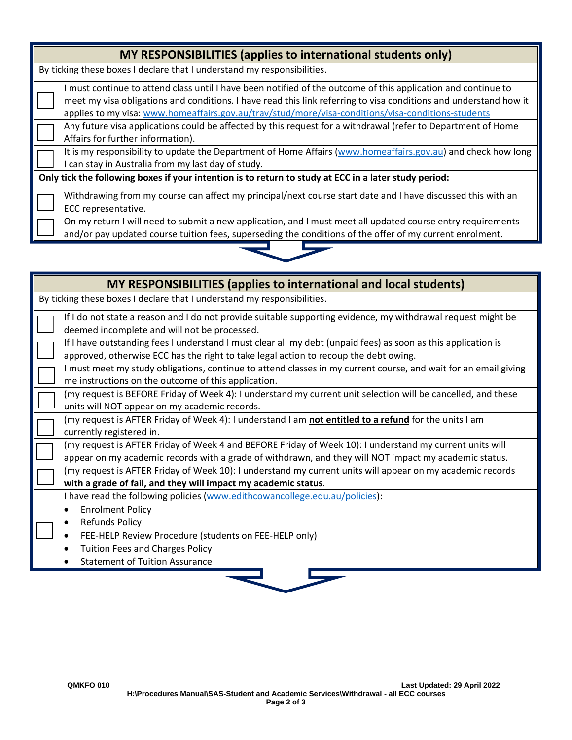## MY RESPONSIBILITIES (applies to international students only)

By ticking these boxes I declare that I understand my responsibilities.

| | |
|---|---|
| ☐ | I must continue to attend class until I have been notified of the outcome of this application and continue to meet my visa obligations and conditions. I have read this link referring to visa conditions and understand how it applies to my visa: www.homeaffairs.gov.au/trav/stud/more/visa-conditions/visa-conditions-students |
| ☐ | Any future visa applications could be affected by this request for a withdrawal (refer to Department of Home Affairs for further information). |
| ☐ | It is my responsibility to update the Department of Home Affairs (www.homeaffairs.gov.au) and check how long I can stay in Australia from my last day of study. |

**Only tick the following boxes if your intention is to return to study at ECC in a later study period:**

| | |
|---|---|
| ☐ | Withdrawing from my course can affect my principal/next course start date and I have discussed this with an ECC representative. |
| ☐ | On my return I will need to submit a new application, and I must meet all updated course entry requirements and/or pay updated course tuition fees, superseding the conditions of the offer of my current enrolment. |

## MY RESPONSIBILITIES (applies to international and local students)

By ticking these boxes I declare that I understand my responsibilities.

| | |
|---|---|
| ☐ | If I do not state a reason and I do not provide suitable supporting evidence, my withdrawal request might be deemed incomplete and will not be processed. |
| ☐ | If I have outstanding fees I understand I must clear all my debt (unpaid fees) as soon as this application is approved, otherwise ECC has the right to take legal action to recoup the debt owing. |
| ☐ | I must meet my study obligations, continue to attend classes in my current course, and wait for an email giving me instructions on the outcome of this application. |
| ☐ | (my request is BEFORE Friday of Week 4): I understand my current unit selection will be cancelled, and these units will NOT appear on my academic records. |
| ☐ | (my request is AFTER Friday of Week 4): I understand I am **not entitled to a refund** for the units I am currently registered in. |
| ☐ | (my request is AFTER Friday of Week 4 and BEFORE Friday of Week 10): I understand my current units will appear on my academic records with a grade of withdrawn, and they will NOT impact my academic status. |
| ☐ | (my request is AFTER Friday of Week 10): I understand my current units will appear on my academic records **with a grade of fail, and they will impact my academic status**. |
| ☐ | I have read the following policies (www.edithcowancollege.edu.au/policies):<br>• Enrolment Policy<br>• Refunds Policy<br>• FEE-HELP Review Procedure (students on FEE-HELP only)<br>• Tuition Fees and Charges Policy<br>• Statement of Tuition Assurance |

QMKFO 010 Last Updated: 29 April 2022
H:\Procedures Manual\SAS-Student and Academic Services\Withdrawal - all ECC courses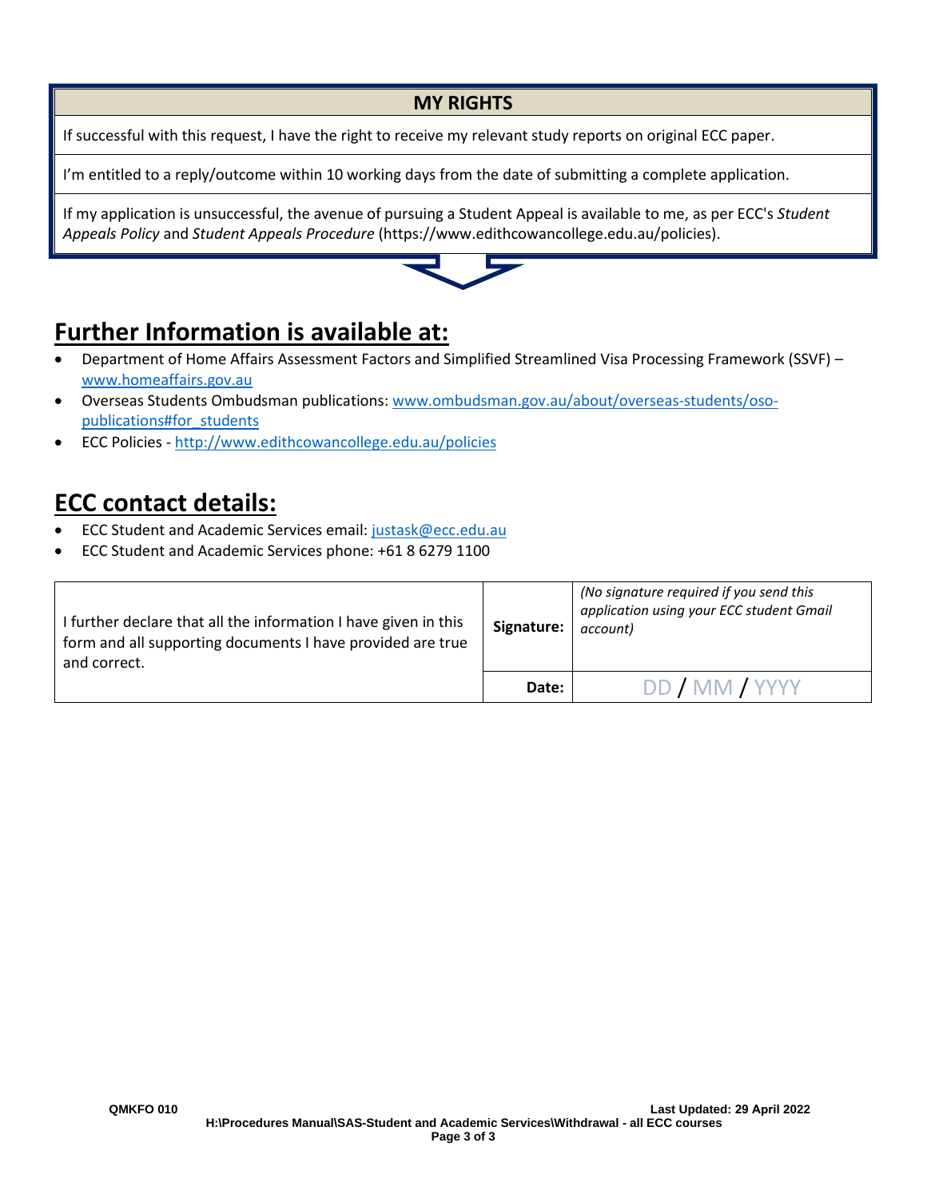| MY RIGHTS |
| --- |
| If successful with this request, I have the right to receive my relevant study reports on original ECC paper. |
| I'm entitled to a reply/outcome within 10 working days from the date of submitting a complete application. |
| If my application is unsuccessful, the avenue of pursuing a Student Appeal is available to me, as per ECC's *Student Appeals Policy* and *Student Appeals Procedure* (https://www.edithcowancollege.edu.au/policies). |

## Further Information is available at:

- Department of Home Affairs Assessment Factors and Simplified Streamlined Visa Processing Framework (SSVF) – www.homeaffairs.gov.au
- Overseas Students Ombudsman publications: www.ombudsman.gov.au/about/overseas-students/oso-publications#for_students
- ECC Policies - http://www.edithcowancollege.edu.au/policies

## ECC contact details:

- ECC Student and Academic Services email: justask@ecc.edu.au
- ECC Student and Academic Services phone: +61 8 6279 1100

| | | |
| --- | --- | --- |
| I further declare that all the information I have given in this form and all supporting documents I have provided are true and correct. | **Signature:** | *(No signature required if you send this application using your ECC student Gmail account)* |
| | **Date:** | DD / MM / YYYY |

QMKFO 010 Last Updated: 29 April 2022

H:\Procedures Manual\SAS-Student and Academic Services\Withdrawal - all ECC courses